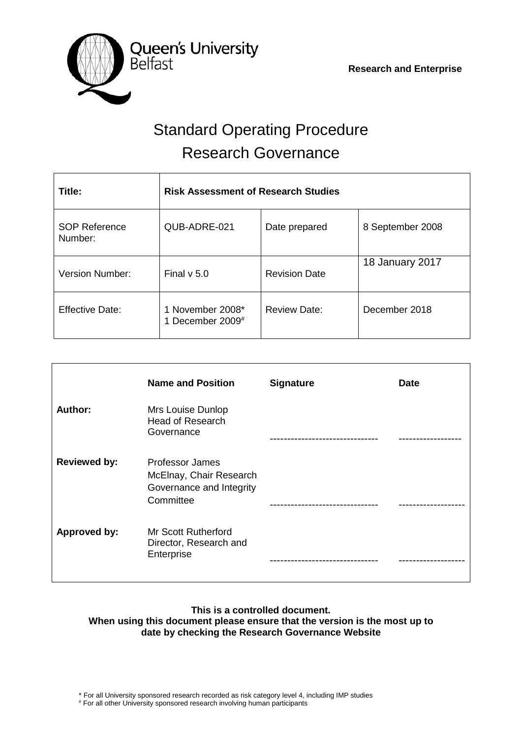Queen's University Belfast

**Research and Enterprise**

# Standard Operating Procedure
# Research Governance

| **Title:** | **Risk Assessment of Research Studies** | | |
|---|---|---|---|
| SOP Reference Number: | QUB-ADRE-021 | Date prepared | 8 September 2008 |
| Version Number: | Final v 5.0 | Revision Date | 18 January 2017 |
| Effective Date: | 1 November 2008*<br>1 December 2009# | Review Date: | December 2018 |

| | **Name and Position** | **Signature** | **Date** |
|---|---|---|---|
| **Author:** | Mrs Louise Dunlop<br>Head of Research Governance | ------------------------------ | ------------------ |
| **Reviewed by:** | Professor James McElnay, Chair Research Governance and Integrity Committee | ------------------------------ | ------------------ |
| **Approved by:** | Mr Scott Rutherford<br>Director, Research and Enterprise | ------------------------------ | ------------------ |

**This is a controlled document.**
**When using this document please ensure that the version is the most up to date by checking the Research Governance Website**

\* For all University sponsored research recorded as risk category level 4, including IMP studies
\# For all other University sponsored research involving human participants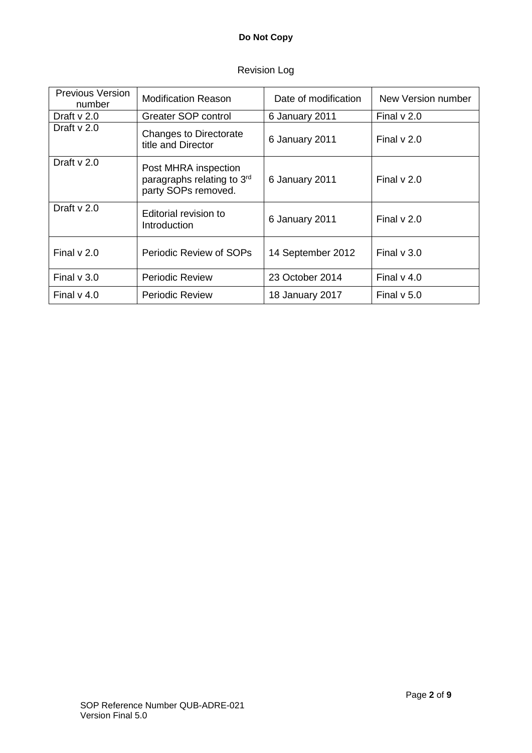**Do Not Copy**

Revision Log

| Previous Version number | Modification Reason | Date of modification | New Version number |
| --- | --- | --- | --- |
| Draft v 2.0 | Greater SOP control | 6 January 2011 | Final v 2.0 |
| Draft v 2.0 | Changes to Directorate title and Director | 6 January 2011 | Final v 2.0 |
| Draft v 2.0 | Post MHRA inspection paragraphs relating to 3rd party SOPs removed. | 6 January 2011 | Final v 2.0 |
| Draft v 2.0 | Editorial revision to Introduction | 6 January 2011 | Final v 2.0 |
| Final v 2.0 | Periodic Review of SOPs | 14 September 2012 | Final v 3.0 |
| Final v 3.0 | Periodic Review | 23 October 2014 | Final v 4.0 |
| Final v 4.0 | Periodic Review | 18 January 2017 | Final v 5.0 |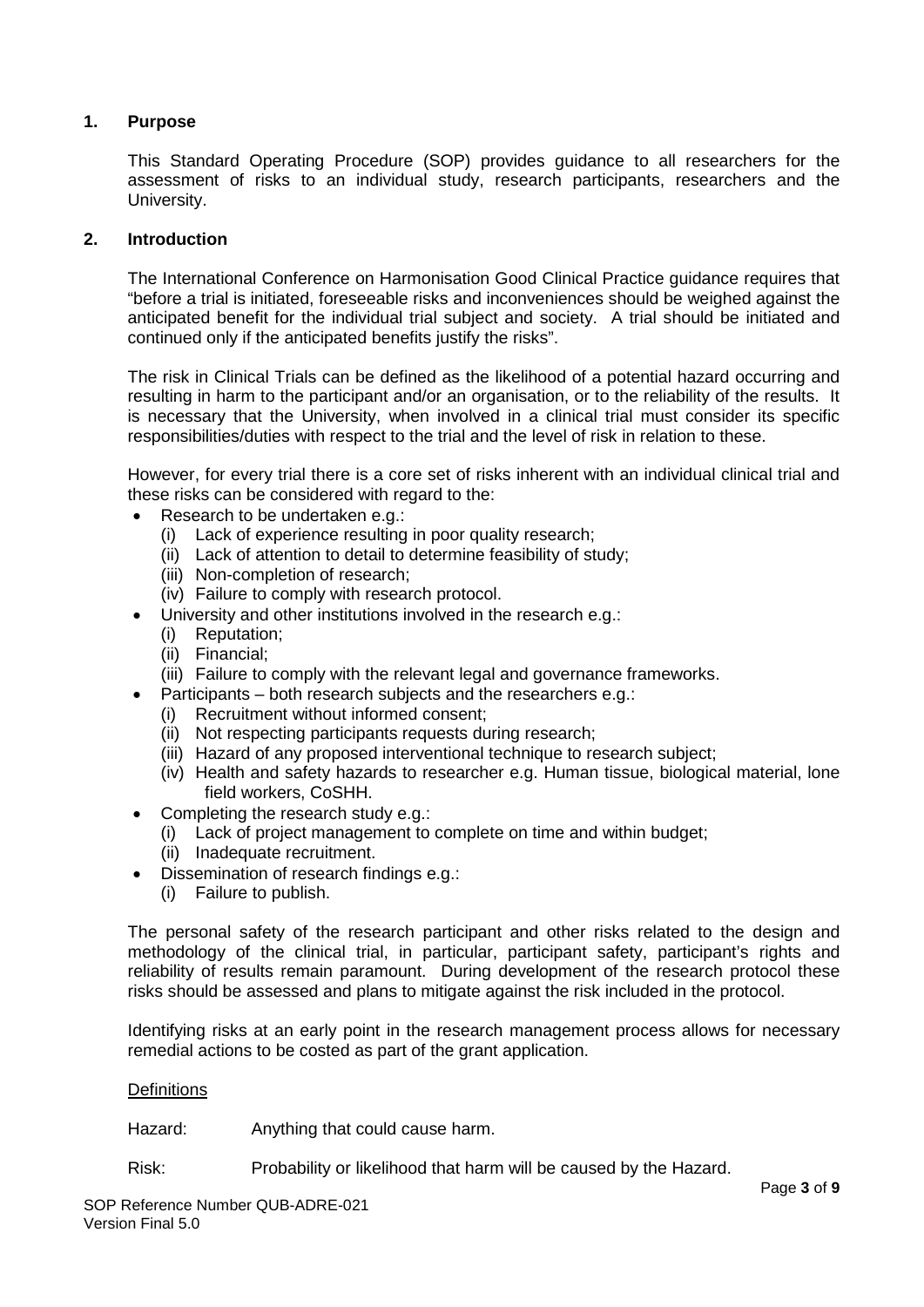## 1. Purpose

This Standard Operating Procedure (SOP) provides guidance to all researchers for the assessment of risks to an individual study, research participants, researchers and the University.

## 2. Introduction

The International Conference on Harmonisation Good Clinical Practice guidance requires that "before a trial is initiated, foreseeable risks and inconveniences should be weighed against the anticipated benefit for the individual trial subject and society. A trial should be initiated and continued only if the anticipated benefits justify the risks".

The risk in Clinical Trials can be defined as the likelihood of a potential hazard occurring and resulting in harm to the participant and/or an organisation, or to the reliability of the results. It is necessary that the University, when involved in a clinical trial must consider its specific responsibilities/duties with respect to the trial and the level of risk in relation to these.

However, for every trial there is a core set of risks inherent with an individual clinical trial and these risks can be considered with regard to the:

- Research to be undertaken e.g.:
  - (i) Lack of experience resulting in poor quality research;
  - (ii) Lack of attention to detail to determine feasibility of study;
  - (iii) Non-completion of research;
  - (iv) Failure to comply with research protocol.
- University and other institutions involved in the research e.g.:
  - (i) Reputation;
  - (ii) Financial;
  - (iii) Failure to comply with the relevant legal and governance frameworks.
- Participants – both research subjects and the researchers e.g.:
  - (i) Recruitment without informed consent;
  - (ii) Not respecting participants requests during research;
  - (iii) Hazard of any proposed interventional technique to research subject;
  - (iv) Health and safety hazards to researcher e.g. Human tissue, biological material, lone field workers, CoSHH.
- Completing the research study e.g.:
  - (i) Lack of project management to complete on time and within budget;
  - (ii) Inadequate recruitment.
- Dissemination of research findings e.g.:
  - (i) Failure to publish.

The personal safety of the research participant and other risks related to the design and methodology of the clinical trial, in particular, participant safety, participant's rights and reliability of results remain paramount. During development of the research protocol these risks should be assessed and plans to mitigate against the risk included in the protocol.

Identifying risks at an early point in the research management process allows for necessary remedial actions to be costed as part of the grant application.

<u>Definitions</u>

Hazard: Anything that could cause harm.

Risk: Probability or likelihood that harm will be caused by the Hazard.

SOP Reference Number QUB-ADRE-021
Version Final 5.0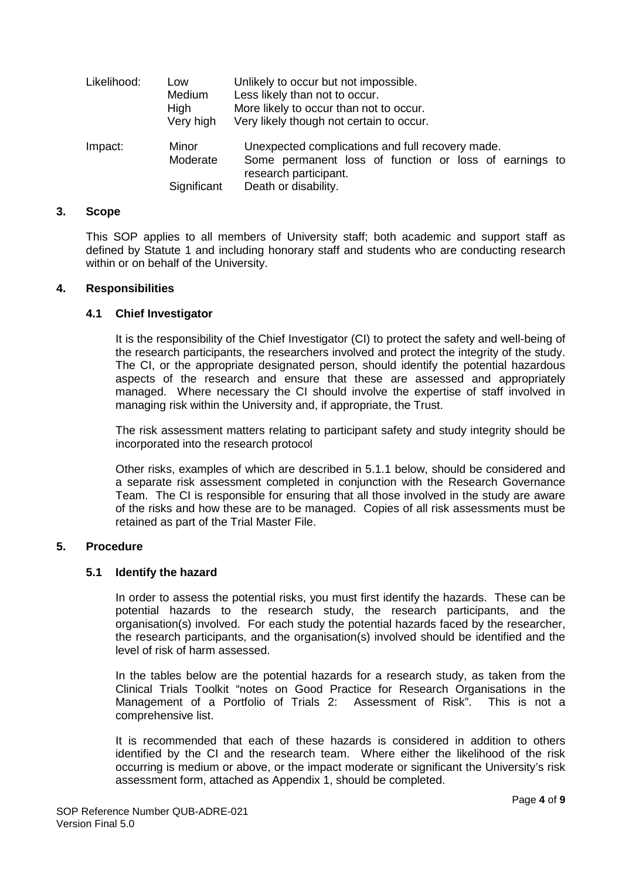| Likelihood: | Low | Unlikely to occur but not impossible. |
| --- | --- | --- |
| | Medium | Less likely than not to occur. |
| | High | More likely to occur than not to occur. |
| | Very high | Very likely though not certain to occur. |
| Impact: | Minor | Unexpected complications and full recovery made. |
| | Moderate | Some permanent loss of function or loss of earnings to research participant. |
| | Significant | Death or disability. |

## 3. Scope

This SOP applies to all members of University staff; both academic and support staff as defined by Statute 1 and including honorary staff and students who are conducting research within or on behalf of the University.

## 4. Responsibilities

### 4.1 Chief Investigator

It is the responsibility of the Chief Investigator (CI) to protect the safety and well-being of the research participants, the researchers involved and protect the integrity of the study. The CI, or the appropriate designated person, should identify the potential hazardous aspects of the research and ensure that these are assessed and appropriately managed. Where necessary the CI should involve the expertise of staff involved in managing risk within the University and, if appropriate, the Trust.

The risk assessment matters relating to participant safety and study integrity should be incorporated into the research protocol

Other risks, examples of which are described in 5.1.1 below, should be considered and a separate risk assessment completed in conjunction with the Research Governance Team. The CI is responsible for ensuring that all those involved in the study are aware of the risks and how these are to be managed. Copies of all risk assessments must be retained as part of the Trial Master File.

## 5. Procedure

### 5.1 Identify the hazard

In order to assess the potential risks, you must first identify the hazards. These can be potential hazards to the research study, the research participants, and the organisation(s) involved. For each study the potential hazards faced by the researcher, the research participants, and the organisation(s) involved should be identified and the level of risk of harm assessed.

In the tables below are the potential hazards for a research study, as taken from the Clinical Trials Toolkit "notes on Good Practice for Research Organisations in the Management of a Portfolio of Trials 2: Assessment of Risk". This is not a comprehensive list.

It is recommended that each of these hazards is considered in addition to others identified by the CI and the research team. Where either the likelihood of the risk occurring is medium or above, or the impact moderate or significant the University's risk assessment form, attached as Appendix 1, should be completed.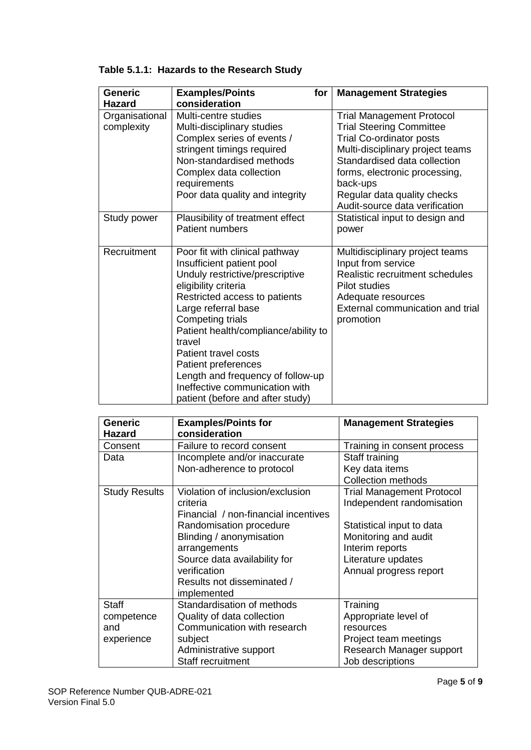**Table 5.1.1: Hazards to the Research Study**

| Generic Hazard | Examples/Points for consideration | Management Strategies |
|---|---|---|
| Organisational complexity | Multi-centre studies<br>Multi-disciplinary studies<br>Complex series of events / stringent timings required<br>Non-standardised methods<br>Complex data collection requirements<br>Poor data quality and integrity | Trial Management Protocol<br>Trial Steering Committee<br>Trial Co-ordinator posts<br>Multi-disciplinary project teams<br>Standardised data collection forms, electronic processing, back-ups<br>Regular data quality checks<br>Audit-source data verification |
| Study power | Plausibility of treatment effect<br>Patient numbers | Statistical input to design and power |
| Recruitment | Poor fit with clinical pathway<br>Insufficient patient pool<br>Unduly restrictive/prescriptive eligibility criteria<br>Restricted access to patients<br>Large referral base<br>Competing trials<br>Patient health/compliance/ability to travel<br>Patient travel costs<br>Patient preferences<br>Length and frequency of follow-up<br>Ineffective communication with patient (before and after study) | Multidisciplinary project teams<br>Input from service<br>Realistic recruitment schedules<br>Pilot studies<br>Adequate resources<br>External communication and trial promotion |
| Consent | Failure to record consent | Training in consent process |
| Data | Incomplete and/or inaccurate<br>Non-adherence to protocol | Staff training<br>Key data items<br>Collection methods |
| Study Results | Violation of inclusion/exclusion criteria<br>Financial / non-financial incentives<br>Randomisation procedure<br>Blinding / anonymisation arrangements<br>Source data availability for verification<br>Results not disseminated / implemented | Trial Management Protocol<br>Independent randomisation<br><br>Statistical input to data<br>Monitoring and audit<br>Interim reports<br>Literature updates<br>Annual progress report |
| Staff competence and experience | Standardisation of methods<br>Quality of data collection<br>Communication with research subject<br>Administrative support<br>Staff recruitment | Training<br>Appropriate level of resources<br>Project team meetings<br>Research Manager support<br>Job descriptions |

SOP Reference Number QUB-ADRE-021
Version Final 5.0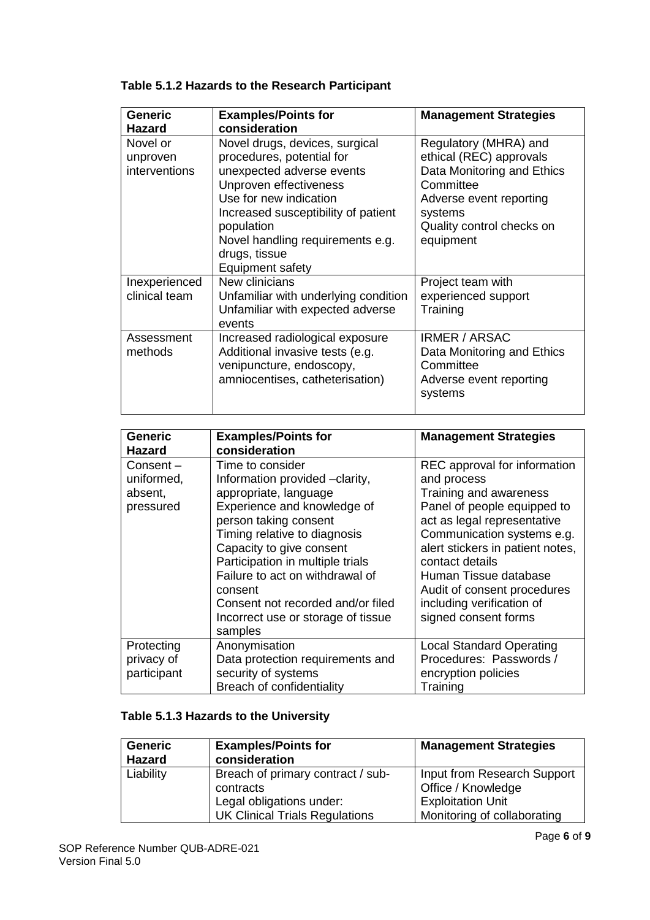**Table 5.1.2 Hazards to the Research Participant**

| Generic Hazard | Examples/Points for consideration | Management Strategies |
|---|---|---|
| Novel or unproven interventions | Novel drugs, devices, surgical procedures, potential for unexpected adverse events<br>Unproven effectiveness<br>Use for new indication<br>Increased susceptibility of patient population<br>Novel handling requirements e.g. drugs, tissue<br>Equipment safety | Regulatory (MHRA) and ethical (REC) approvals<br>Data Monitoring and Ethics Committee<br>Adverse event reporting systems<br>Quality control checks on equipment |
| Inexperienced clinical team | New clinicians<br>Unfamiliar with underlying condition<br>Unfamiliar with expected adverse events | Project team with experienced support<br>Training |
| Assessment methods | Increased radiological exposure<br>Additional invasive tests (e.g. venipuncture, endoscopy, amniocentises, catheterisation) | IRMER / ARSAC<br>Data Monitoring and Ethics Committee<br>Adverse event reporting systems |
| Consent – uniformed, absent, pressured | Time to consider<br>Information provided –clarity, appropriate, language<br>Experience and knowledge of person taking consent<br>Timing relative to diagnosis<br>Capacity to give consent<br>Participation in multiple trials<br>Failure to act on withdrawal of consent<br>Consent not recorded and/or filed<br>Incorrect use or storage of tissue samples | REC approval for information and process<br>Training and awareness<br>Panel of people equipped to act as legal representative<br>Communication systems e.g. alert stickers in patient notes, contact details<br>Human Tissue database<br>Audit of consent procedures including verification of signed consent forms |
| Protecting privacy of participant | Anonymisation<br>Data protection requirements and security of systems<br>Breach of confidentiality | Local Standard Operating Procedures: Passwords / encryption policies<br>Training |

**Table 5.1.3 Hazards to the University**

| Generic Hazard | Examples/Points for consideration | Management Strategies |
|---|---|---|
| Liability | Breach of primary contract / sub-contracts<br>Legal obligations under:<br>UK Clinical Trials Regulations | Input from Research Support Office / Knowledge Exploitation Unit<br>Monitoring of collaborating |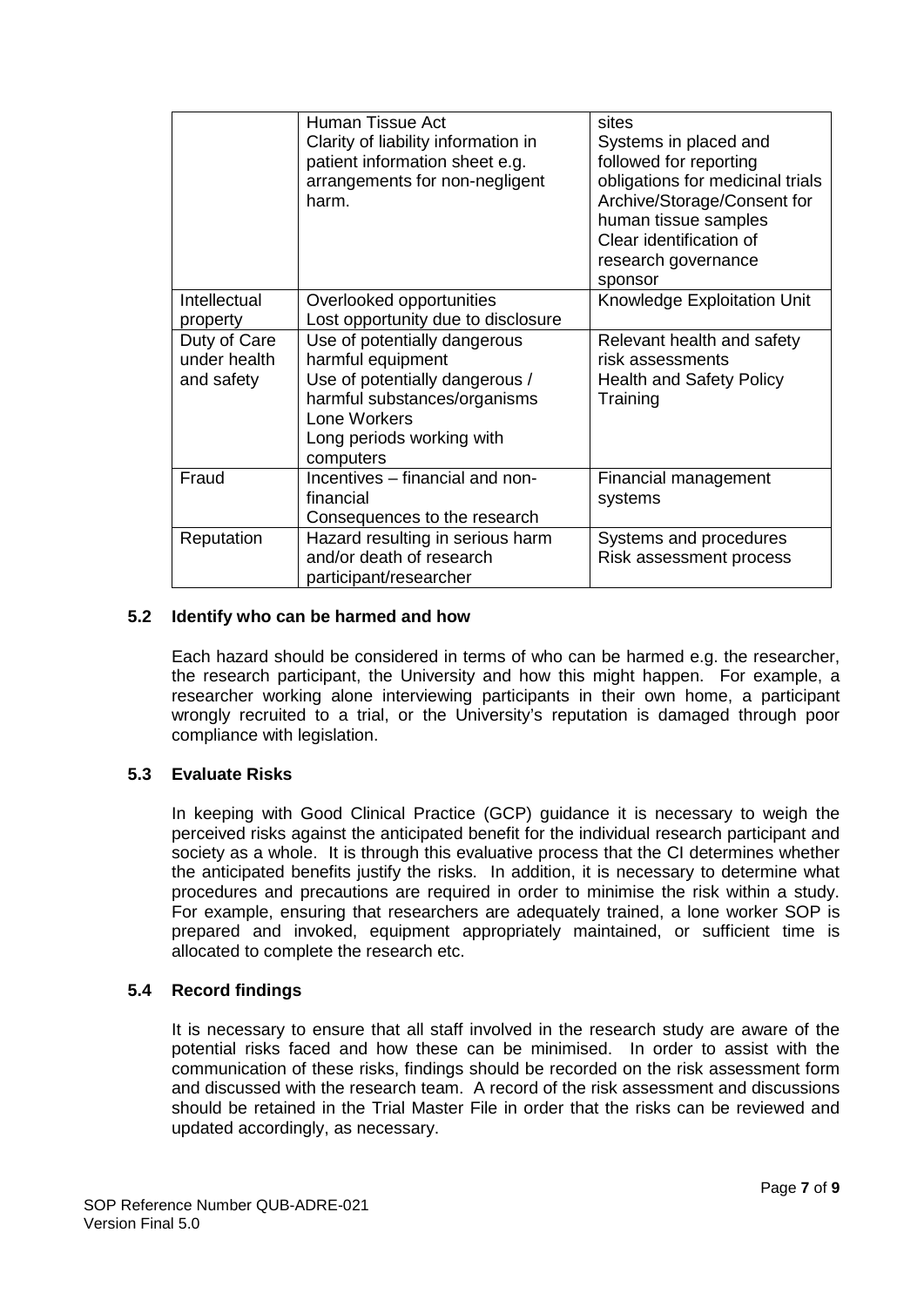| | | |
|---|---|---|
| | Human Tissue Act<br>Clarity of liability information in patient information sheet e.g. arrangements for non-negligent harm. | sites<br>Systems in placed and followed for reporting obligations for medicinal trials<br>Archive/Storage/Consent for human tissue samples<br>Clear identification of research governance sponsor |
| Intellectual property | Overlooked opportunities<br>Lost opportunity due to disclosure | Knowledge Exploitation Unit |
| Duty of Care under health and safety | Use of potentially dangerous harmful equipment<br>Use of potentially dangerous / harmful substances/organisms<br>Lone Workers<br>Long periods working with computers | Relevant health and safety risk assessments<br>Health and Safety Policy<br>Training |
| Fraud | Incentives – financial and non-financial<br>Consequences to the research | Financial management systems |
| Reputation | Hazard resulting in serious harm and/or death of research participant/researcher | Systems and procedures<br>Risk assessment process |

### 5.2 Identify who can be harmed and how

Each hazard should be considered in terms of who can be harmed e.g. the researcher, the research participant, the University and how this might happen. For example, a researcher working alone interviewing participants in their own home, a participant wrongly recruited to a trial, or the University's reputation is damaged through poor compliance with legislation.

### 5.3 Evaluate Risks

In keeping with Good Clinical Practice (GCP) guidance it is necessary to weigh the perceived risks against the anticipated benefit for the individual research participant and society as a whole. It is through this evaluative process that the CI determines whether the anticipated benefits justify the risks. In addition, it is necessary to determine what procedures and precautions are required in order to minimise the risk within a study. For example, ensuring that researchers are adequately trained, a lone worker SOP is prepared and invoked, equipment appropriately maintained, or sufficient time is allocated to complete the research etc.

### 5.4 Record findings

It is necessary to ensure that all staff involved in the research study are aware of the potential risks faced and how these can be minimised. In order to assist with the communication of these risks, findings should be recorded on the risk assessment form and discussed with the research team. A record of the risk assessment and discussions should be retained in the Trial Master File in order that the risks can be reviewed and updated accordingly, as necessary.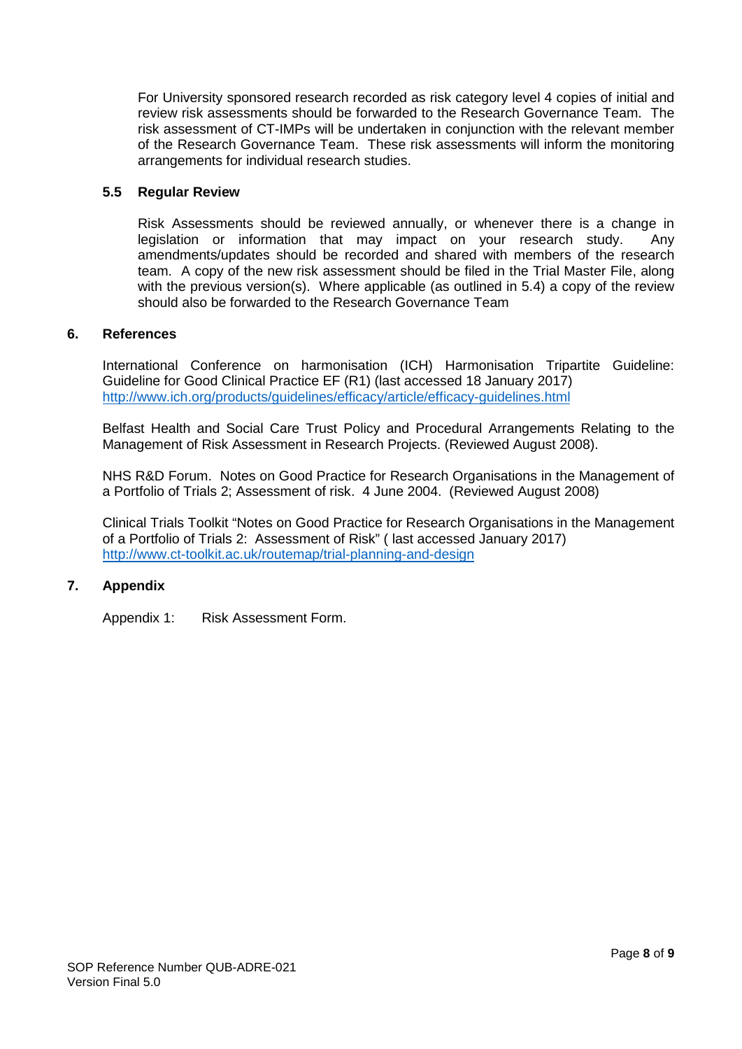For University sponsored research recorded as risk category level 4 copies of initial and review risk assessments should be forwarded to the Research Governance Team. The risk assessment of CT-IMPs will be undertaken in conjunction with the relevant member of the Research Governance Team. These risk assessments will inform the monitoring arrangements for individual research studies.

### 5.5 Regular Review

Risk Assessments should be reviewed annually, or whenever there is a change in legislation or information that may impact on your research study. Any amendments/updates should be recorded and shared with members of the research team. A copy of the new risk assessment should be filed in the Trial Master File, along with the previous version(s). Where applicable (as outlined in 5.4) a copy of the review should also be forwarded to the Research Governance Team

## 6. References

International Conference on harmonisation (ICH) Harmonisation Tripartite Guideline: Guideline for Good Clinical Practice EF (R1) (last accessed 18 January 2017) http://www.ich.org/products/guidelines/efficacy/article/efficacy-guidelines.html

Belfast Health and Social Care Trust Policy and Procedural Arrangements Relating to the Management of Risk Assessment in Research Projects. (Reviewed August 2008).

NHS R&D Forum. Notes on Good Practice for Research Organisations in the Management of a Portfolio of Trials 2; Assessment of risk. 4 June 2004. (Reviewed August 2008)

Clinical Trials Toolkit "Notes on Good Practice for Research Organisations in the Management of a Portfolio of Trials 2: Assessment of Risk" ( last accessed January 2017) http://www.ct-toolkit.ac.uk/routemap/trial-planning-and-design

## 7. Appendix

Appendix 1: Risk Assessment Form.

SOP Reference Number QUB-ADRE-021
Version Final 5.0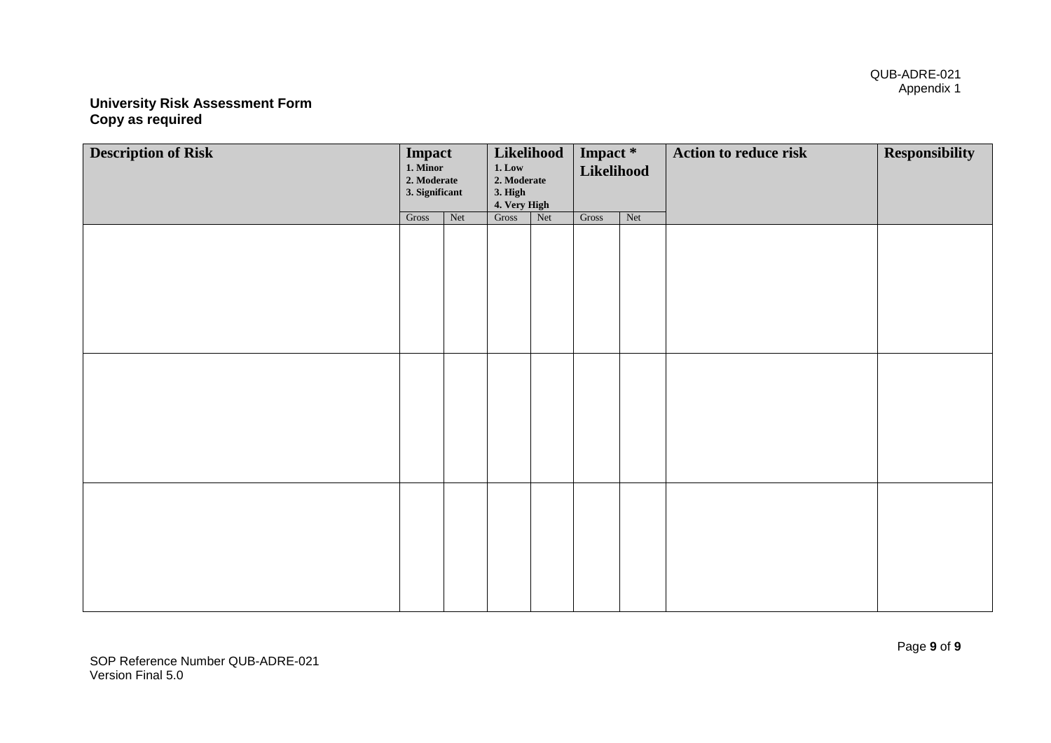QUB-ADRE-021
Appendix 1

**University Risk Assessment Form**
**Copy as required**

| Description of Risk | Impact<br>1. Minor<br>2. Moderate<br>3. Significant | | Likelihood<br>1. Low<br>2. Moderate<br>3. High<br>4. Very High | | Impact * Likelihood | | Action to reduce risk | Responsibility |
|---|---|---|---|---|---|---|---|---|
| | Gross | Net | Gross | Net | Gross | Net | | |
| | | | | | | | | |
| | | | | | | | | |
| | | | | | | | | |

SOP Reference Number QUB-ADRE-021
Version Final 5.0